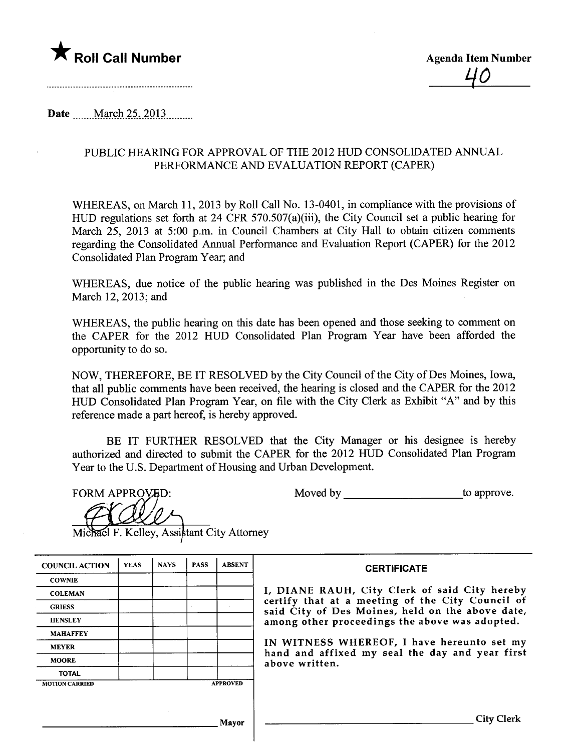★ **Roll Call Number**

**Agenda Item Number**

40

Date March 25, 2013

PUBLIC HEARING FOR APPROVAL OF THE 2012 HUD CONSOLIDATED ANNUAL PERFORMANCE AND EVALUATION REPORT (CAPER)

WHEREAS, on March 11, 2013 by Roll Call No. 13-0401, in compliance with the provisions of HUD regulations set forth at 24 CFR 570.507(a)(iii), the City Council set a public hearing for March 25, 2013 at 5:00 p.m. in Council Chambers at City Hall to obtain citizen comments regarding the Consolidated Annual Performance and Evaluation Report (CAPER) for the 2012 Consolidated Plan Program Year; and

WHEREAS, due notice of the public hearing was published in the Des Moines Register on March 12, 2013; and

WHEREAS, the public hearing on this date has been opened and those seeking to comment on the CAPER for the 2012 HUD Consolidated Plan Program Year have been afforded the opportunity to do so.

NOW, THEREFORE, BE IT RESOLVED by the City Council of the City of Des Moines, Iowa, that all public comments have been received, the hearing is closed and the CAPER for the 2012 HUD Consolidated Plan Program Year, on file with the City Clerk as Exhibit "A" and by this reference made a part hereof, is hereby approved.

BE IT FURTHER RESOLVED that the City Manager or his designee is hereby authorized and directed to submit the CAPER for the 2012 HUD Consolidated Plan Program Year to the U.S. Department of Housing and Urban Development.

FORM APPROVED:

Michael F. Kelley, Assistant City Attorney

Moved by ____________________ to approve.

| COUNCIL ACTION | YEAS | NAYS | PASS | ABSENT |
|---|---|---|---|---|
| COWNIE | | | | |
| COLEMAN | | | | |
| GRIESS | | | | |
| HENSLEY | | | | |
| MAHAFFEY | | | | |
| MEYER | | | | |
| MOORE | | | | |
| TOTAL | | | | |
| MOTION CARRIED | | | | APPROVED |

____________________ Mayor

**CERTIFICATE**

I, DIANE RAUH, City Clerk of said City hereby certify that at a meeting of the City Council of said City of Des Moines, held on the above date, among other proceedings the above was adopted.

IN WITNESS WHEREOF, I have hereunto set my hand and affixed my seal the day and year first above written.

____________________ City Clerk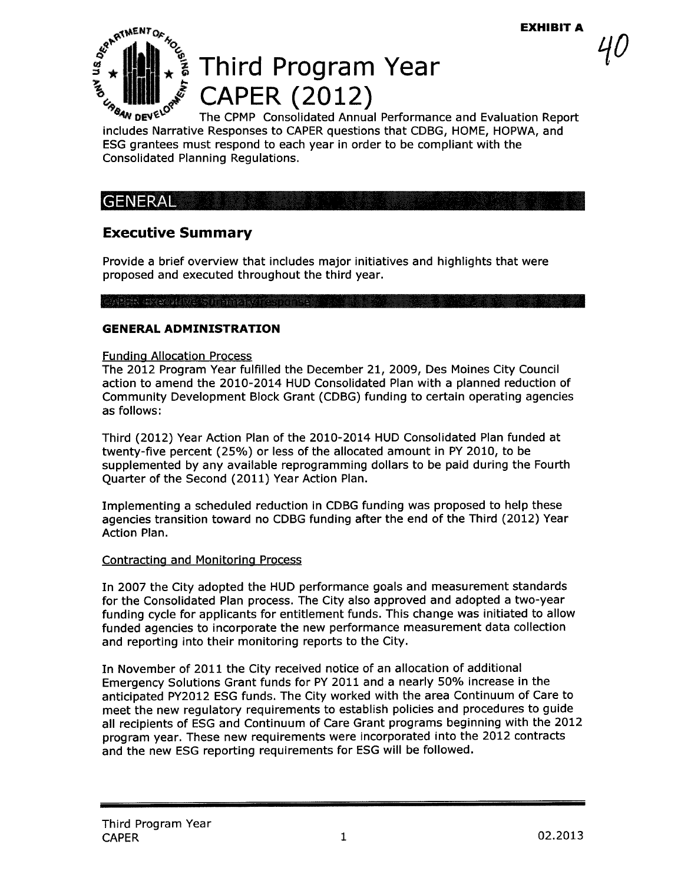EXHIBIT A

40

# Third Program Year CAPER (2012)

The CPMP Consolidated Annual Performance and Evaluation Report includes Narrative Responses to CAPER questions that CDBG, HOME, HOPWA, and ESG grantees must respond to each year in order to be compliant with the Consolidated Planning Regulations.

## GENERAL

### Executive Summary

Provide a brief overview that includes major initiatives and highlights that were proposed and executed throughout the third year.

CAPER Executive Summary response:

**GENERAL ADMINISTRATION**

Funding Allocation Process

The 2012 Program Year fulfilled the December 21, 2009, Des Moines City Council action to amend the 2010-2014 HUD Consolidated Plan with a planned reduction of Community Development Block Grant (CDBG) funding to certain operating agencies as follows:

Third (2012) Year Action Plan of the 2010-2014 HUD Consolidated Plan funded at twenty-five percent (25%) or less of the allocated amount in PY 2010, to be supplemented by any available reprogramming dollars to be paid during the Fourth Quarter of the Second (2011) Year Action Plan.

Implementing a scheduled reduction in CDBG funding was proposed to help these agencies transition toward no CDBG funding after the end of the Third (2012) Year Action Plan.

Contracting and Monitoring Process

In 2007 the City adopted the HUD performance goals and measurement standards for the Consolidated Plan process. The City also approved and adopted a two-year funding cycle for applicants for entitlement funds. This change was initiated to allow funded agencies to incorporate the new performance measurement data collection and reporting into their monitoring reports to the City.

In November of 2011 the City received notice of an allocation of additional Emergency Solutions Grant funds for PY 2011 and a nearly 50% increase in the anticipated PY2012 ESG funds. The City worked with the area Continuum of Care to meet the new regulatory requirements to establish policies and procedures to guide all recipients of ESG and Continuum of Care Grant programs beginning with the 2012 program year. These new requirements were incorporated into the 2012 contracts and the new ESG reporting requirements for ESG will be followed.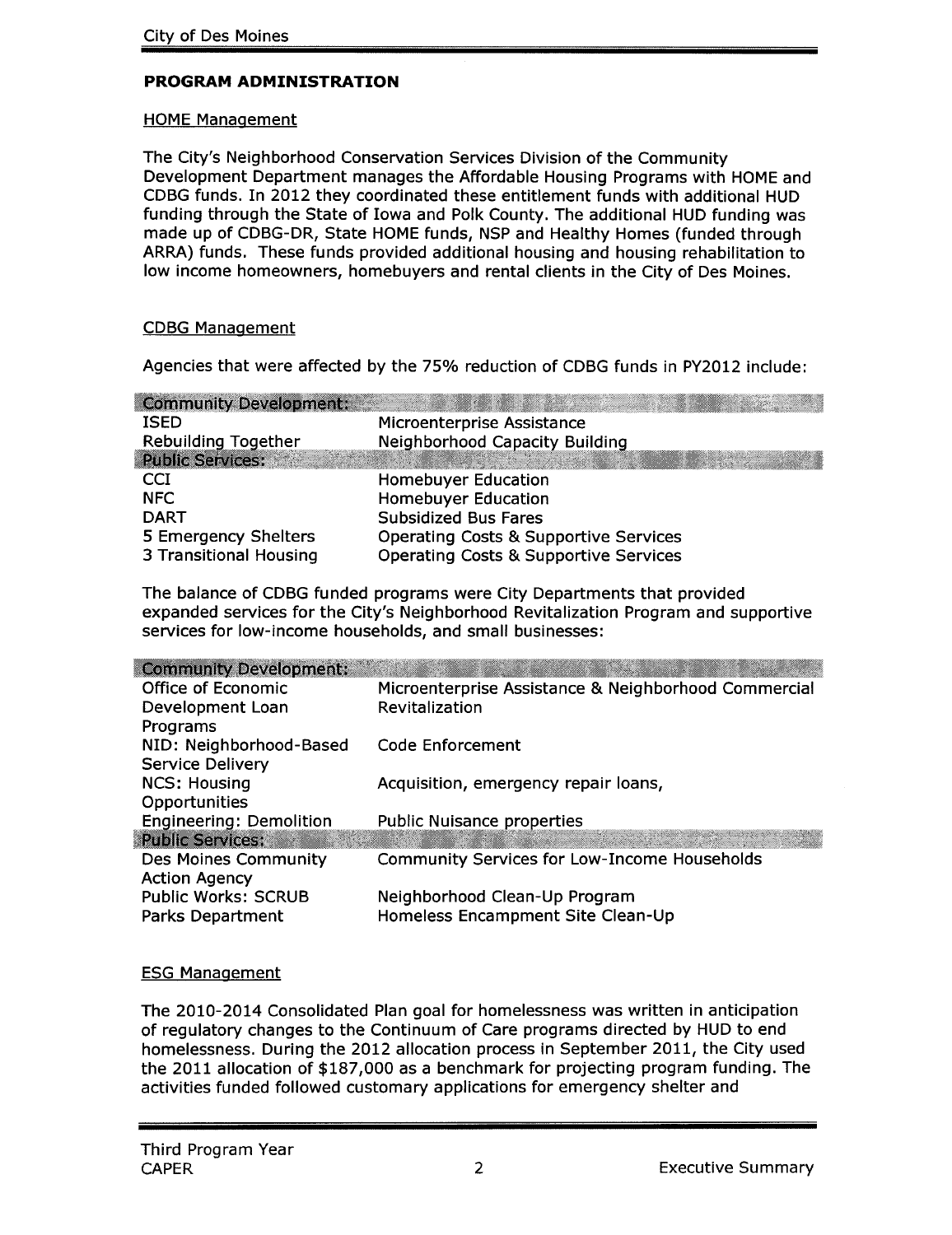## PROGRAM ADMINISTRATION

### HOME Management

The City's Neighborhood Conservation Services Division of the Community Development Department manages the Affordable Housing Programs with HOME and CDBG funds. In 2012 they coordinated these entitlement funds with additional HUD funding through the State of Iowa and Polk County. The additional HUD funding was made up of CDBG-DR, State HOME funds, NSP and Healthy Homes (funded through ARRA) funds. These funds provided additional housing and housing rehabilitation to low income homeowners, homebuyers and rental clients in the City of Des Moines.

### CDBG Management

Agencies that were affected by the 75% reduction of CDBG funds in PY2012 include:

| Community Development: | |
|---|---|
| ISED | Microenterprise Assistance |
| Rebuilding Together | Neighborhood Capacity Building |
| **Public Services:** | |
| CCI | Homebuyer Education |
| NFC | Homebuyer Education |
| DART | Subsidized Bus Fares |
| 5 Emergency Shelters | Operating Costs & Supportive Services |
| 3 Transitional Housing | Operating Costs & Supportive Services |

The balance of CDBG funded programs were City Departments that provided expanded services for the City's Neighborhood Revitalization Program and supportive services for low-income households, and small businesses:

| Community Development: | |
|---|---|
| Office of Economic Development Loan Programs | Microenterprise Assistance & Neighborhood Commercial Revitalization |
| NID: Neighborhood-Based Service Delivery | Code Enforcement |
| NCS: Housing Opportunities | Acquisition, emergency repair loans, |
| Engineering: Demolition | Public Nuisance properties |
| **Public Services:** | |
| Des Moines Community Action Agency | Community Services for Low-Income Households |
| Public Works: SCRUB | Neighborhood Clean-Up Program |
| Parks Department | Homeless Encampment Site Clean-Up |

### ESG Management

The 2010-2014 Consolidated Plan goal for homelessness was written in anticipation of regulatory changes to the Continuum of Care programs directed by HUD to end homelessness. During the 2012 allocation process in September 2011, the City used the 2011 allocation of $187,000 as a benchmark for projecting program funding. The activities funded followed customary applications for emergency shelter and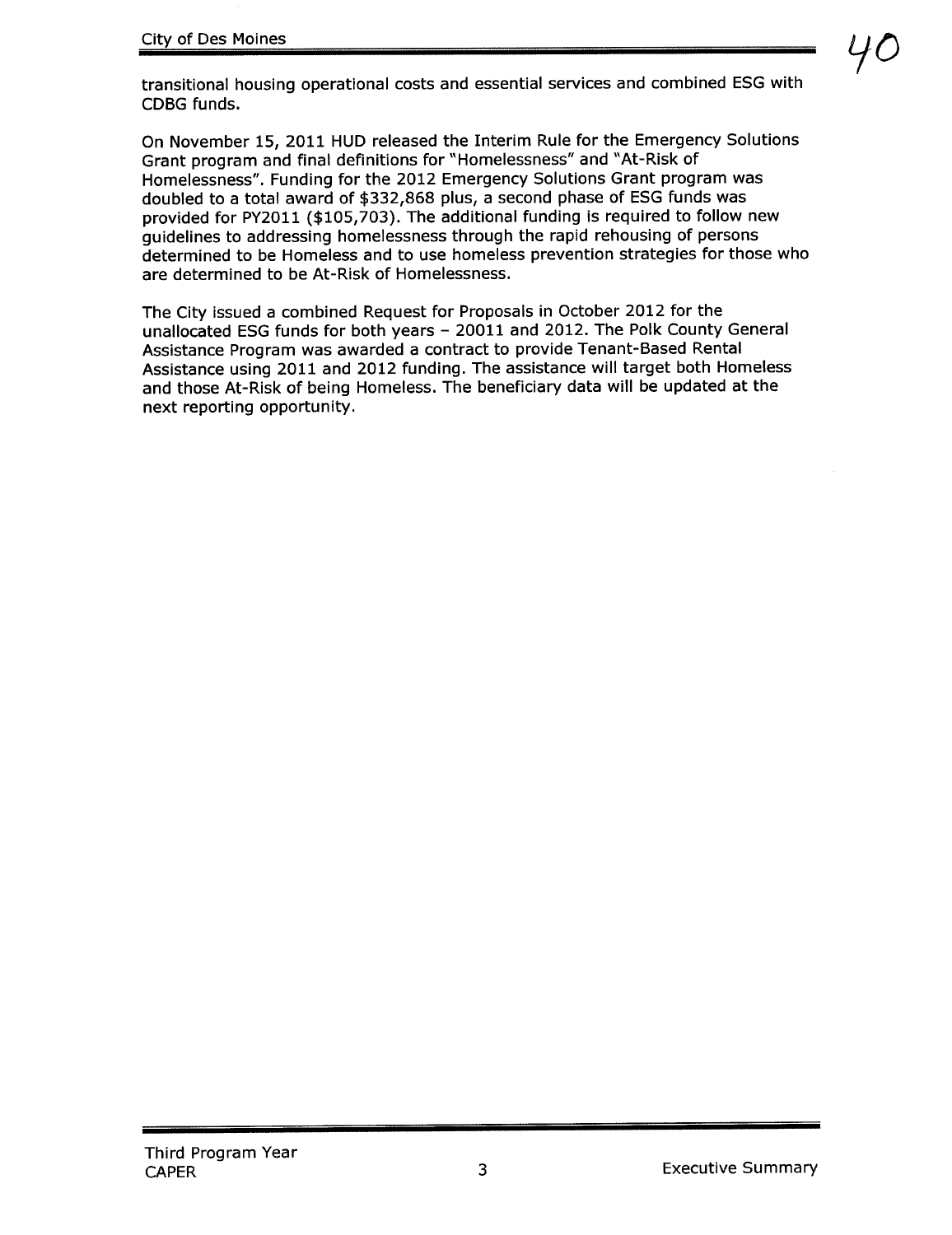transitional housing operational costs and essential services and combined ESG with CDBG funds.

On November 15, 2011 HUD released the Interim Rule for the Emergency Solutions Grant program and final definitions for "Homelessness" and "At-Risk of Homelessness". Funding for the 2012 Emergency Solutions Grant program was doubled to a total award of $332,868 plus, a second phase of ESG funds was provided for PY2011 ($105,703). The additional funding is required to follow new guidelines to addressing homelessness through the rapid rehousing of persons determined to be Homeless and to use homeless prevention strategies for those who are determined to be At-Risk of Homelessness.

The City issued a combined Request for Proposals in October 2012 for the unallocated ESG funds for both years – 20011 and 2012. The Polk County General Assistance Program was awarded a contract to provide Tenant-Based Rental Assistance using 2011 and 2012 funding. The assistance will target both Homeless and those At-Risk of being Homeless. The beneficiary data will be updated at the next reporting opportunity.